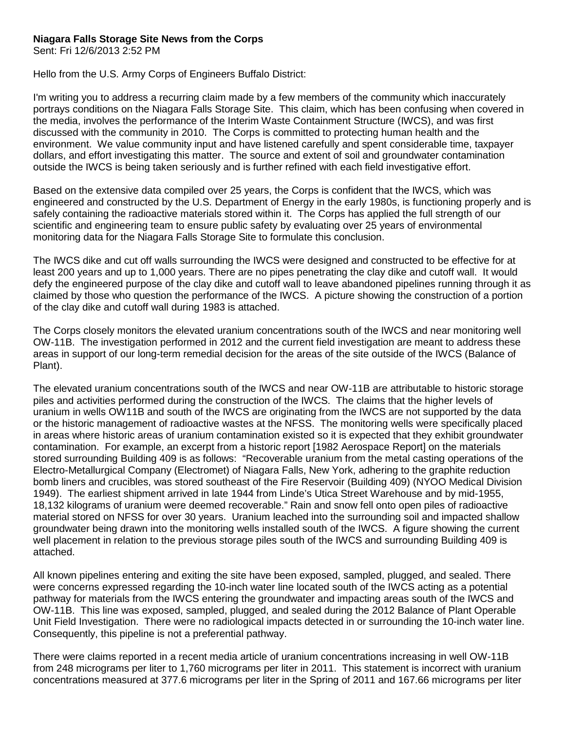**Niagara Falls Storage Site News from the Corps**
Sent: Fri 12/6/2013 2:52 PM

Hello from the U.S. Army Corps of Engineers Buffalo District:

I'm writing you to address a recurring claim made by a few members of the community which inaccurately portrays conditions on the Niagara Falls Storage Site. This claim, which has been confusing when covered in the media, involves the performance of the Interim Waste Containment Structure (IWCS), and was first discussed with the community in 2010. The Corps is committed to protecting human health and the environment. We value community input and have listened carefully and spent considerable time, taxpayer dollars, and effort investigating this matter. The source and extent of soil and groundwater contamination outside the IWCS is being taken seriously and is further refined with each field investigative effort.

Based on the extensive data compiled over 25 years, the Corps is confident that the IWCS, which was engineered and constructed by the U.S. Department of Energy in the early 1980s, is functioning properly and is safely containing the radioactive materials stored within it. The Corps has applied the full strength of our scientific and engineering team to ensure public safety by evaluating over 25 years of environmental monitoring data for the Niagara Falls Storage Site to formulate this conclusion.

The IWCS dike and cut off walls surrounding the IWCS were designed and constructed to be effective for at least 200 years and up to 1,000 years. There are no pipes penetrating the clay dike and cutoff wall. It would defy the engineered purpose of the clay dike and cutoff wall to leave abandoned pipelines running through it as claimed by those who question the performance of the IWCS. A picture showing the construction of a portion of the clay dike and cutoff wall during 1983 is attached.

The Corps closely monitors the elevated uranium concentrations south of the IWCS and near monitoring well OW-11B. The investigation performed in 2012 and the current field investigation are meant to address these areas in support of our long-term remedial decision for the areas of the site outside of the IWCS (Balance of Plant).

The elevated uranium concentrations south of the IWCS and near OW-11B are attributable to historic storage piles and activities performed during the construction of the IWCS. The claims that the higher levels of uranium in wells OW11B and south of the IWCS are originating from the IWCS are not supported by the data or the historic management of radioactive wastes at the NFSS. The monitoring wells were specifically placed in areas where historic areas of uranium contamination existed so it is expected that they exhibit groundwater contamination. For example, an excerpt from a historic report [1982 Aerospace Report] on the materials stored surrounding Building 409 is as follows: "Recoverable uranium from the metal casting operations of the Electro-Metallurgical Company (Electromet) of Niagara Falls, New York, adhering to the graphite reduction bomb liners and crucibles, was stored southeast of the Fire Reservoir (Building 409) (NYOO Medical Division 1949). The earliest shipment arrived in late 1944 from Linde's Utica Street Warehouse and by mid-1955, 18,132 kilograms of uranium were deemed recoverable." Rain and snow fell onto open piles of radioactive material stored on NFSS for over 30 years. Uranium leached into the surrounding soil and impacted shallow groundwater being drawn into the monitoring wells installed south of the IWCS. A figure showing the current well placement in relation to the previous storage piles south of the IWCS and surrounding Building 409 is attached.

All known pipelines entering and exiting the site have been exposed, sampled, plugged, and sealed. There were concerns expressed regarding the 10-inch water line located south of the IWCS acting as a potential pathway for materials from the IWCS entering the groundwater and impacting areas south of the IWCS and OW-11B. This line was exposed, sampled, plugged, and sealed during the 2012 Balance of Plant Operable Unit Field Investigation. There were no radiological impacts detected in or surrounding the 10-inch water line. Consequently, this pipeline is not a preferential pathway.

There were claims reported in a recent media article of uranium concentrations increasing in well OW-11B from 248 micrograms per liter to 1,760 micrograms per liter in 2011. This statement is incorrect with uranium concentrations measured at 377.6 micrograms per liter in the Spring of 2011 and 167.66 micrograms per liter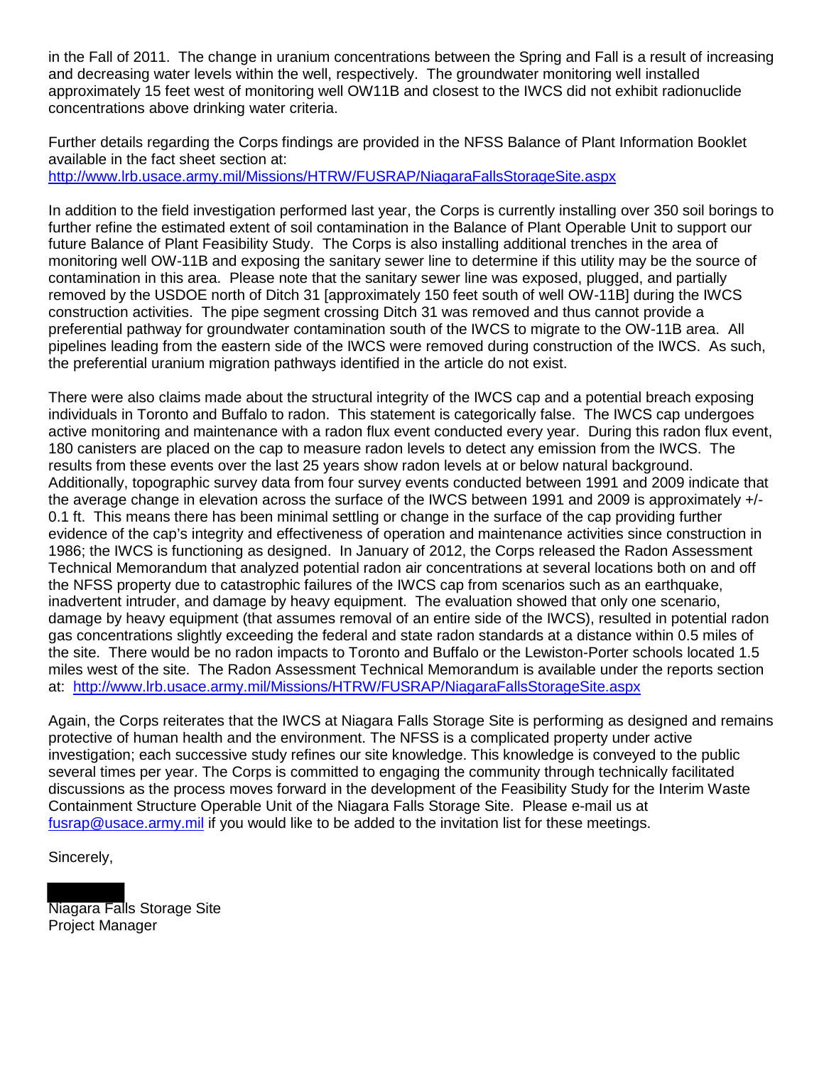in the Fall of 2011. The change in uranium concentrations between the Spring and Fall is a result of increasing and decreasing water levels within the well, respectively. The groundwater monitoring well installed approximately 15 feet west of monitoring well OW11B and closest to the IWCS did not exhibit radionuclide concentrations above drinking water criteria.

Further details regarding the Corps findings are provided in the NFSS Balance of Plant Information Booklet available in the fact sheet section at:
http://www.lrb.usace.army.mil/Missions/HTRW/FUSRAP/NiagaraFallsStorageSite.aspx

In addition to the field investigation performed last year, the Corps is currently installing over 350 soil borings to further refine the estimated extent of soil contamination in the Balance of Plant Operable Unit to support our future Balance of Plant Feasibility Study. The Corps is also installing additional trenches in the area of monitoring well OW-11B and exposing the sanitary sewer line to determine if this utility may be the source of contamination in this area. Please note that the sanitary sewer line was exposed, plugged, and partially removed by the USDOE north of Ditch 31 [approximately 150 feet south of well OW-11B] during the IWCS construction activities. The pipe segment crossing Ditch 31 was removed and thus cannot provide a preferential pathway for groundwater contamination south of the IWCS to migrate to the OW-11B area. All pipelines leading from the eastern side of the IWCS were removed during construction of the IWCS. As such, the preferential uranium migration pathways identified in the article do not exist.

There were also claims made about the structural integrity of the IWCS cap and a potential breach exposing individuals in Toronto and Buffalo to radon. This statement is categorically false. The IWCS cap undergoes active monitoring and maintenance with a radon flux event conducted every year. During this radon flux event, 180 canisters are placed on the cap to measure radon levels to detect any emission from the IWCS. The results from these events over the last 25 years show radon levels at or below natural background. Additionally, topographic survey data from four survey events conducted between 1991 and 2009 indicate that the average change in elevation across the surface of the IWCS between 1991 and 2009 is approximately +/- 0.1 ft. This means there has been minimal settling or change in the surface of the cap providing further evidence of the cap's integrity and effectiveness of operation and maintenance activities since construction in 1986; the IWCS is functioning as designed. In January of 2012, the Corps released the Radon Assessment Technical Memorandum that analyzed potential radon air concentrations at several locations both on and off the NFSS property due to catastrophic failures of the IWCS cap from scenarios such as an earthquake, inadvertent intruder, and damage by heavy equipment. The evaluation showed that only one scenario, damage by heavy equipment (that assumes removal of an entire side of the IWCS), resulted in potential radon gas concentrations slightly exceeding the federal and state radon standards at a distance within 0.5 miles of the site. There would be no radon impacts to Toronto and Buffalo or the Lewiston-Porter schools located 1.5 miles west of the site. The Radon Assessment Technical Memorandum is available under the reports section at: http://www.lrb.usace.army.mil/Missions/HTRW/FUSRAP/NiagaraFallsStorageSite.aspx

Again, the Corps reiterates that the IWCS at Niagara Falls Storage Site is performing as designed and remains protective of human health and the environment. The NFSS is a complicated property under active investigation; each successive study refines our site knowledge. This knowledge is conveyed to the public several times per year. The Corps is committed to engaging the community through technically facilitated discussions as the process moves forward in the development of the Feasibility Study for the Interim Waste Containment Structure Operable Unit of the Niagara Falls Storage Site. Please e-mail us at fusrap@usace.army.mil if you would like to be added to the invitation list for these meetings.

Sincerely,

Niagara Falls Storage Site
Project Manager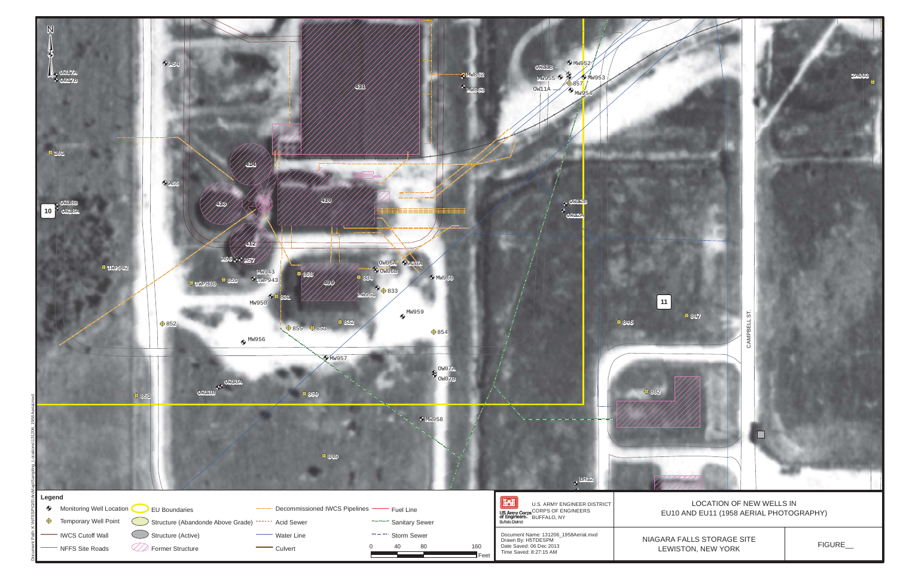N

OW17A
OW17B
A54
411
MW862
MW863
OW11B
MW952
MW955
MW953
OW11A
857
MW954
2A003
101
414
A55
OW12B
OW12A
OW18B
10
OW18A
413
410
412
A56
A57
OW06A
A23A
OW06B
TWP942
MW943
TWP943
858
334
MW960
TWP830
859
499
MW951
833
MW950
831
MW959
11
847
846
852
855
853
832
854
MW956
MW957
OW07A
OW07B
OW13A
OW13B
850
802
851
MW958
849
BH12
CAMPBELL ST.

Document Path: K:\NFSS\PQIS\ArcMap\Sampling_Locations\131206_1958Aerial.mxd

**Legend**

- Monitoring Well Location
- Temporary Well Point
- IWCS Cutoff Wall
- NFFS Site Roads
- EU Boundaries
- Structure (Abandonde Above Grade)
- Structure (Active)
- Former Structure
- Decommissioned IWCS Pipelines
- Acid Sewer
- Water Line
- Culvert
- Fuel Line
- Sanitary Sewer
- Storm Sewer

0 40 80 160 Feet

US Army Corps of Engineers
Buffalo District

U.S. ARMY ENGINEER DISTRICT
CORPS OF ENGINEERS
BUFFALO, NY

Document Name: 131206_1958Aerial.mxd
Drawn By: H5TDESPM
Date Saved: 06 Dec 2013
Time Saved: 8:27:15 AM

LOCATION OF NEW WELLS IN
EU10 AND EU11 (1958 AERIAL PHOTOGRAPHY)

NIAGARA FALLS STORAGE SITE
LEWISTON, NEW YORK

FIGURE__